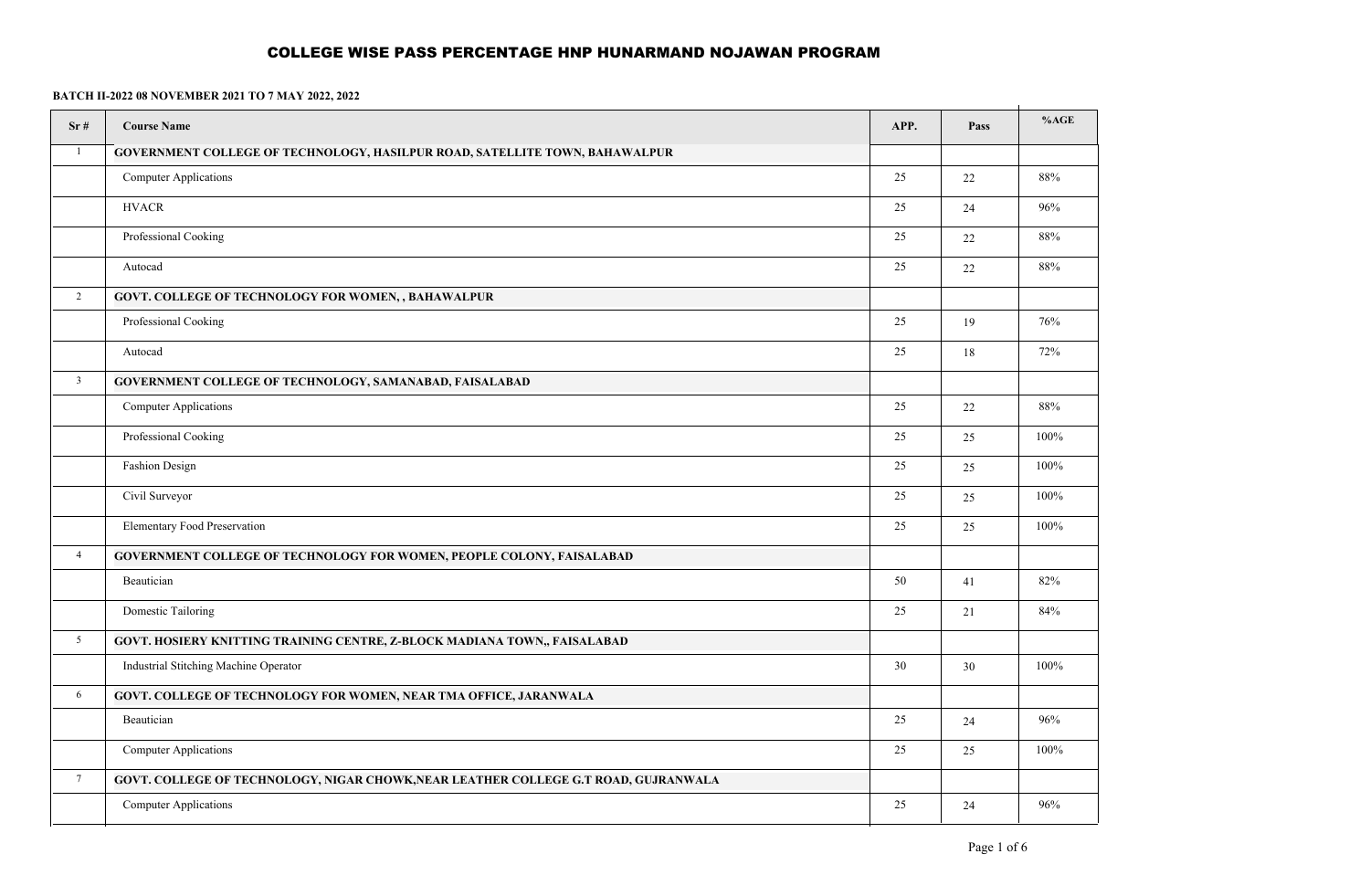# COLLEGE WISE PASS PERCENTAGE HNP HUNARMAND NOJAWAN PROGRAM

**BATCH II-2022 08 NOVEMBER 2021 TO 7 MAY 2022, 2022**

| Sr # | Course Name | APP. | Pass | %AGE |
|---|---|---|---|---|
| 1 | **GOVERNMENT COLLEGE OF TECHNOLOGY, HASILPUR ROAD, SATELLITE TOWN, BAHAWALPUR** | | | |
| | Computer Applications | 25 | 22 | 88% |
| | HVACR | 25 | 24 | 96% |
| | Professional Cooking | 25 | 22 | 88% |
| | Autocad | 25 | 22 | 88% |
| 2 | **GOVT. COLLEGE OF TECHNOLOGY FOR WOMEN, , BAHAWALPUR** | | | |
| | Professional Cooking | 25 | 19 | 76% |
| | Autocad | 25 | 18 | 72% |
| 3 | **GOVERNMENT COLLEGE OF TECHNOLOGY, SAMANABAD, FAISALABAD** | | | |
| | Computer Applications | 25 | 22 | 88% |
| | Professional Cooking | 25 | 25 | 100% |
| | Fashion Design | 25 | 25 | 100% |
| | Civil Surveyor | 25 | 25 | 100% |
| | Elementary Food Preservation | 25 | 25 | 100% |
| 4 | **GOVERNMENT COLLEGE OF TECHNOLOGY FOR WOMEN, PEOPLE COLONY, FAISALABAD** | | | |
| | Beautician | 50 | 41 | 82% |
| | Domestic Tailoring | 25 | 21 | 84% |
| 5 | **GOVT. HOSIERY KNITTING TRAINING CENTRE, Z-BLOCK MADIANA TOWN,, FAISALABAD** | | | |
| | Industrial Stitching Machine Operator | 30 | 30 | 100% |
| 6 | **GOVT. COLLEGE OF TECHNOLOGY FOR WOMEN, NEAR TMA OFFICE, JARANWALA** | | | |
| | Beautician | 25 | 24 | 96% |
| | Computer Applications | 25 | 25 | 100% |
| 7 | **GOVT. COLLEGE OF TECHNOLOGY, NIGAR CHOWK,NEAR LEATHER COLLEGE G.T ROAD, GUJRANWALA** | | | |
| | Computer Applications | 25 | 24 | 96% |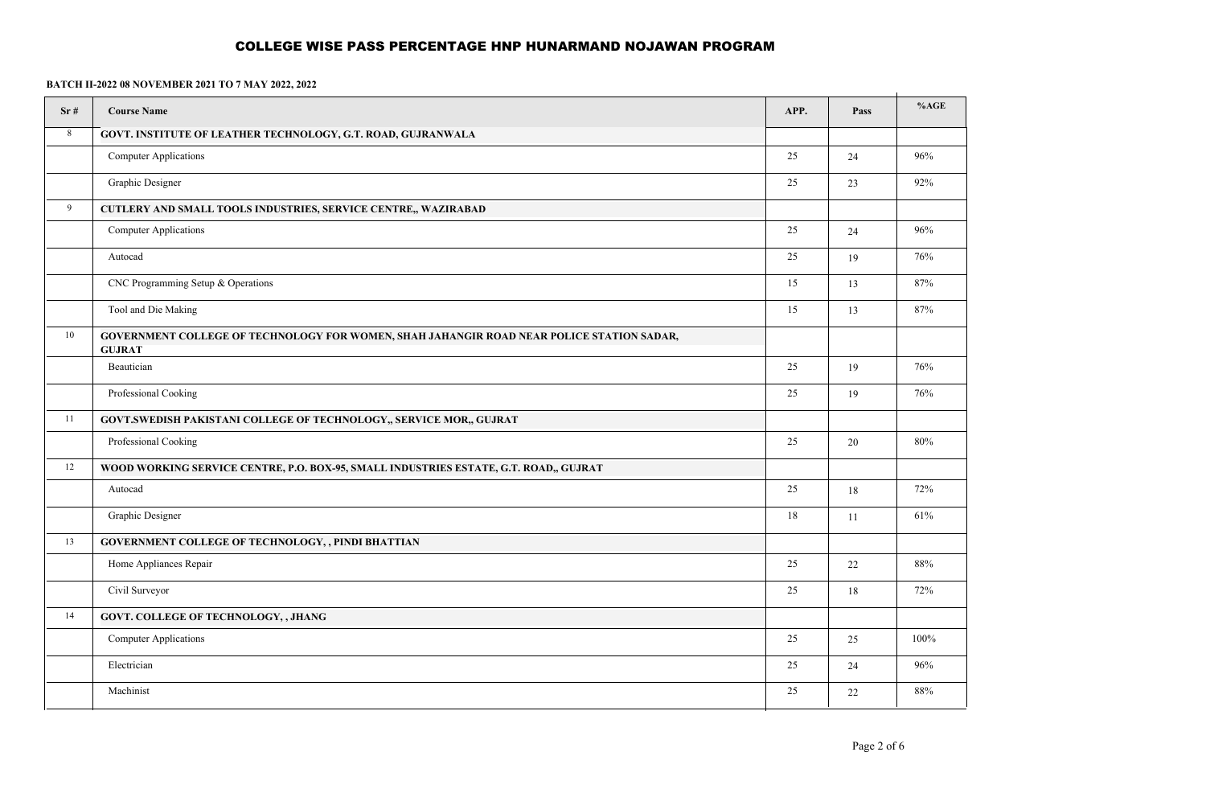# COLLEGE WISE PASS PERCENTAGE HNP HUNARMAND NOJAWAN PROGRAM

**BATCH II-2022 08 NOVEMBER 2021 TO 7 MAY 2022, 2022**

| Sr # | Course Name | APP. | Pass | %AGE |
|---|---|---|---|---|
| 8 | **GOVT. INSTITUTE OF LEATHER TECHNOLOGY, G.T. ROAD, GUJRANWALA** | | | |
| | Computer Applications | 25 | 24 | 96% |
| | Graphic Designer | 25 | 23 | 92% |
| 9 | **CUTLERY AND SMALL TOOLS INDUSTRIES, SERVICE CENTRE,, WAZIRABAD** | | | |
| | Computer Applications | 25 | 24 | 96% |
| | Autocad | 25 | 19 | 76% |
| | CNC Programming Setup & Operations | 15 | 13 | 87% |
| | Tool and Die Making | 15 | 13 | 87% |
| 10 | **GOVERNMENT COLLEGE OF TECHNOLOGY FOR WOMEN, SHAH JAHANGIR ROAD NEAR POLICE STATION SADAR, GUJRAT** | | | |
| | Beautician | 25 | 19 | 76% |
| | Professional Cooking | 25 | 19 | 76% |
| 11 | **GOVT.SWEDISH PAKISTANI COLLEGE OF TECHNOLOGY,, SERVICE MOR,, GUJRAT** | | | |
| | Professional Cooking | 25 | 20 | 80% |
| 12 | **WOOD WORKING SERVICE CENTRE, P.O. BOX-95, SMALL INDUSTRIES ESTATE, G.T. ROAD,, GUJRAT** | | | |
| | Autocad | 25 | 18 | 72% |
| | Graphic Designer | 18 | 11 | 61% |
| 13 | **GOVERNMENT COLLEGE OF TECHNOLOGY, , PINDI BHATTIAN** | | | |
| | Home Appliances Repair | 25 | 22 | 88% |
| | Civil Surveyor | 25 | 18 | 72% |
| 14 | **GOVT. COLLEGE OF TECHNOLOGY, , JHANG** | | | |
| | Computer Applications | 25 | 25 | 100% |
| | Electrician | 25 | 24 | 96% |
| | Machinist | 25 | 22 | 88% |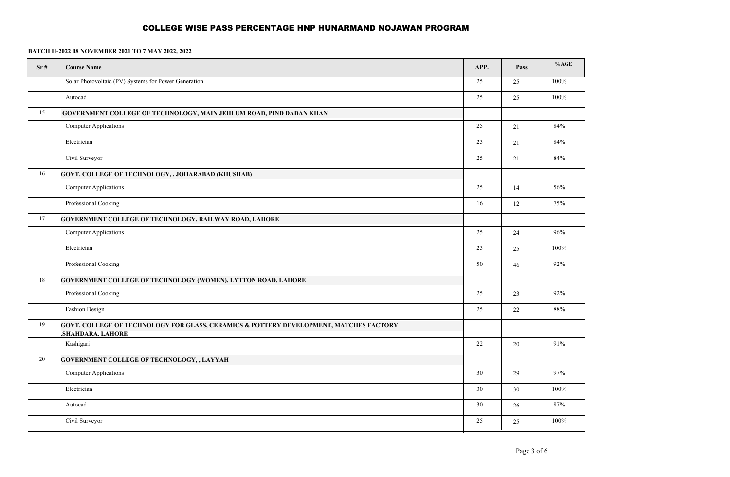# COLLEGE WISE PASS PERCENTAGE HNP HUNARMAND NOJAWAN PROGRAM

**BATCH II-2022 08 NOVEMBER 2021 TO 7 MAY 2022, 2022**

| Sr # | Course Name | APP. | Pass | %AGE |
|---|---|---|---|---|
| | Solar Photovoltaic (PV) Systems for Power Generation | 25 | 25 | 100% |
| | Autocad | 25 | 25 | 100% |
| 15 | **GOVERNMENT COLLEGE OF TECHNOLOGY, MAIN JEHLUM ROAD, PIND DADAN KHAN** | | | |
| | Computer Applications | 25 | 21 | 84% |
| | Electrician | 25 | 21 | 84% |
| | Civil Surveyor | 25 | 21 | 84% |
| 16 | **GOVT. COLLEGE OF TECHNOLOGY, , JOHARABAD (KHUSHAB)** | | | |
| | Computer Applications | 25 | 14 | 56% |
| | Professional Cooking | 16 | 12 | 75% |
| 17 | **GOVERNMENT COLLEGE OF TECHNOLOGY, RAILWAY ROAD, LAHORE** | | | |
| | Computer Applications | 25 | 24 | 96% |
| | Electrician | 25 | 25 | 100% |
| | Professional Cooking | 50 | 46 | 92% |
| 18 | **GOVERNMENT COLLEGE OF TECHNOLOGY (WOMEN), LYTTON ROAD, LAHORE** | | | |
| | Professional Cooking | 25 | 23 | 92% |
| | Fashion Design | 25 | 22 | 88% |
| 19 | **GOVT. COLLEGE OF TECHNOLOGY FOR GLASS, CERAMICS & POTTERY DEVELOPMENT, MATCHES FACTORY ,SHAHDARA, LAHORE** | | | |
| | Kashigari | 22 | 20 | 91% |
| 20 | **GOVERNMENT COLLEGE OF TECHNOLOGY, , LAYYAH** | | | |
| | Computer Applications | 30 | 29 | 97% |
| | Electrician | 30 | 30 | 100% |
| | Autocad | 30 | 26 | 87% |
| | Civil Surveyor | 25 | 25 | 100% |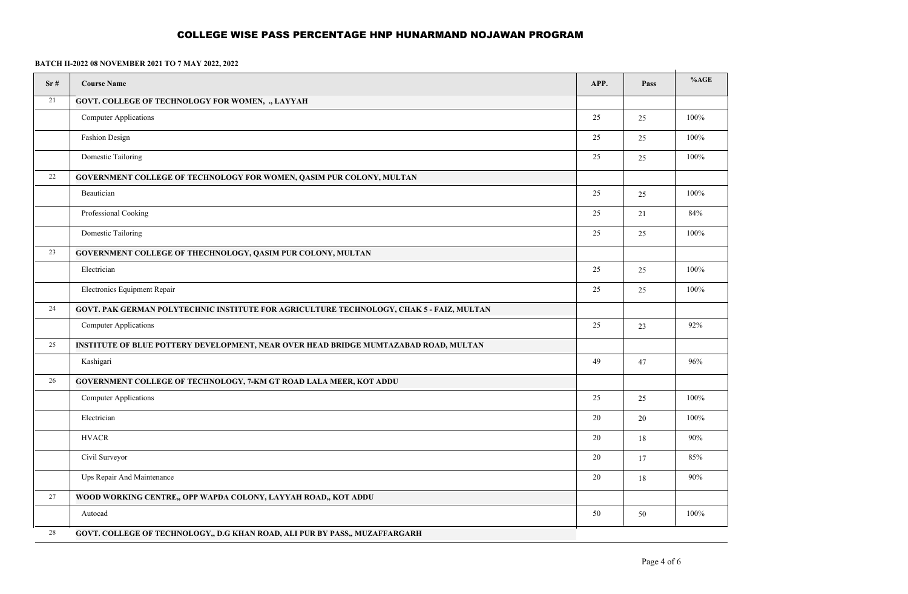# COLLEGE WISE PASS PERCENTAGE HNP HUNARMAND NOJAWAN PROGRAM

**BATCH II-2022 08 NOVEMBER 2021 TO 7 MAY 2022, 2022**

| Sr # | Course Name | APP. | Pass | %AGE |
|---|---|---|---|---|
| 21 | **GOVT. COLLEGE OF TECHNOLOGY FOR WOMEN, ., LAYYAH** | | | |
| | Computer Applications | 25 | 25 | 100% |
| | Fashion Design | 25 | 25 | 100% |
| | Domestic Tailoring | 25 | 25 | 100% |
| 22 | **GOVERNMENT COLLEGE OF TECHNOLOGY FOR WOMEN, QASIM PUR COLONY, MULTAN** | | | |
| | Beautician | 25 | 25 | 100% |
| | Professional Cooking | 25 | 21 | 84% |
| | Domestic Tailoring | 25 | 25 | 100% |
| 23 | **GOVERNMENT COLLEGE OF THECHNOLOGY, QASIM PUR COLONY, MULTAN** | | | |
| | Electrician | 25 | 25 | 100% |
| | Electronics Equipment Repair | 25 | 25 | 100% |
| 24 | **GOVT. PAK GERMAN POLYTECHNIC INSTITUTE FOR AGRICULTURE TECHNOLOGY, CHAK 5 - FAIZ, MULTAN** | | | |
| | Computer Applications | 25 | 23 | 92% |
| 25 | **INSTITUTE OF BLUE POTTERY DEVELOPMENT, NEAR OVER HEAD BRIDGE MUMTAZABAD ROAD, MULTAN** | | | |
| | Kashigari | 49 | 47 | 96% |
| 26 | **GOVERNMENT COLLEGE OF TECHNOLOGY, 7-KM GT ROAD LALA MEER, KOT ADDU** | | | |
| | Computer Applications | 25 | 25 | 100% |
| | Electrician | 20 | 20 | 100% |
| | HVACR | 20 | 18 | 90% |
| | Civil Surveyor | 20 | 17 | 85% |
| | Ups Repair And Maintenance | 20 | 18 | 90% |
| 27 | **WOOD WORKING CENTRE,, OPP WAPDA COLONY, LAYYAH ROAD,, KOT ADDU** | | | |
| | Autocad | 50 | 50 | 100% |
| 28 | **GOVT. COLLEGE OF TECHNOLOGY,, D.G KHAN ROAD, ALI PUR BY PASS,, MUZAFFARGARH** | | | |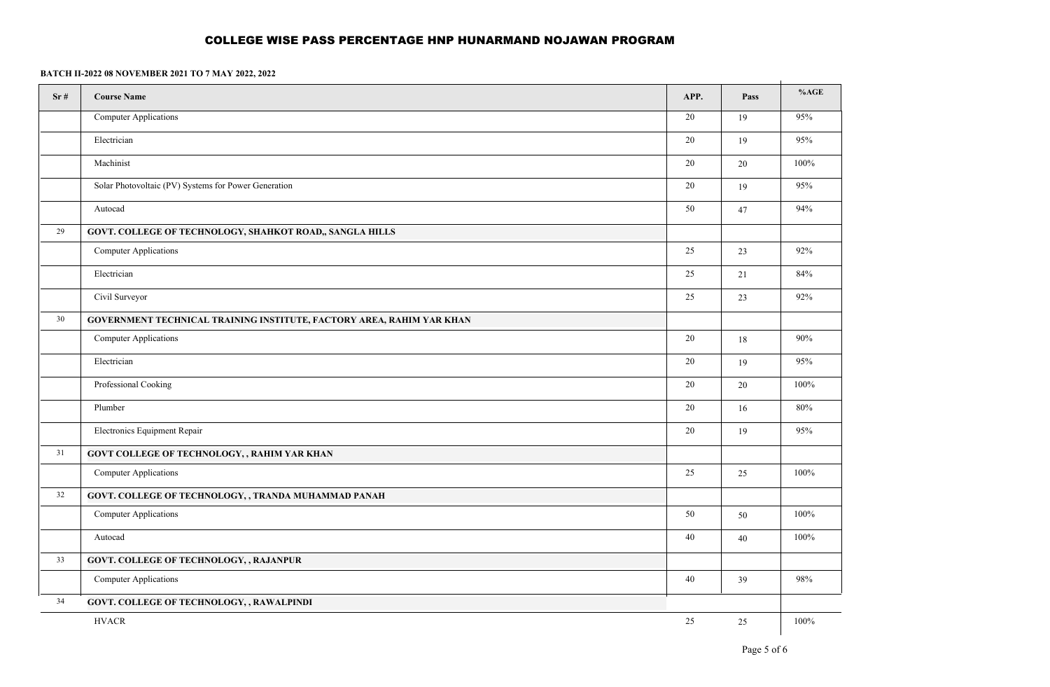## COLLEGE WISE PASS PERCENTAGE HNP HUNARMAND NOJAWAN PROGRAM

**BATCH II-2022 08 NOVEMBER 2021 TO 7 MAY 2022, 2022**

| Sr # | Course Name | APP. | Pass | %AGE |
|---|---|---|---|---|
| | Computer Applications | 20 | 19 | 95% |
| | Electrician | 20 | 19 | 95% |
| | Machinist | 20 | 20 | 100% |
| | Solar Photovoltaic (PV) Systems for Power Generation | 20 | 19 | 95% |
| | Autocad | 50 | 47 | 94% |
| 29 | **GOVT. COLLEGE OF TECHNOLOGY, SHAHKOT ROAD,, SANGLA HILLS** | | | |
| | Computer Applications | 25 | 23 | 92% |
| | Electrician | 25 | 21 | 84% |
| | Civil Surveyor | 25 | 23 | 92% |
| 30 | **GOVERNMENT TECHNICAL TRAINING INSTITUTE, FACTORY AREA, RAHIM YAR KHAN** | | | |
| | Computer Applications | 20 | 18 | 90% |
| | Electrician | 20 | 19 | 95% |
| | Professional Cooking | 20 | 20 | 100% |
| | Plumber | 20 | 16 | 80% |
| | Electronics Equipment Repair | 20 | 19 | 95% |
| 31 | **GOVT COLLEGE OF TECHNOLOGY, , RAHIM YAR KHAN** | | | |
| | Computer Applications | 25 | 25 | 100% |
| 32 | **GOVT. COLLEGE OF TECHNOLOGY, , TRANDA MUHAMMAD PANAH** | | | |
| | Computer Applications | 50 | 50 | 100% |
| | Autocad | 40 | 40 | 100% |
| 33 | **GOVT. COLLEGE OF TECHNOLOGY, , RAJANPUR** | | | |
| | Computer Applications | 40 | 39 | 98% |
| 34 | **GOVT. COLLEGE OF TECHNOLOGY, , RAWALPINDI** | | | |
| | HVACR | 25 | 25 | 100% |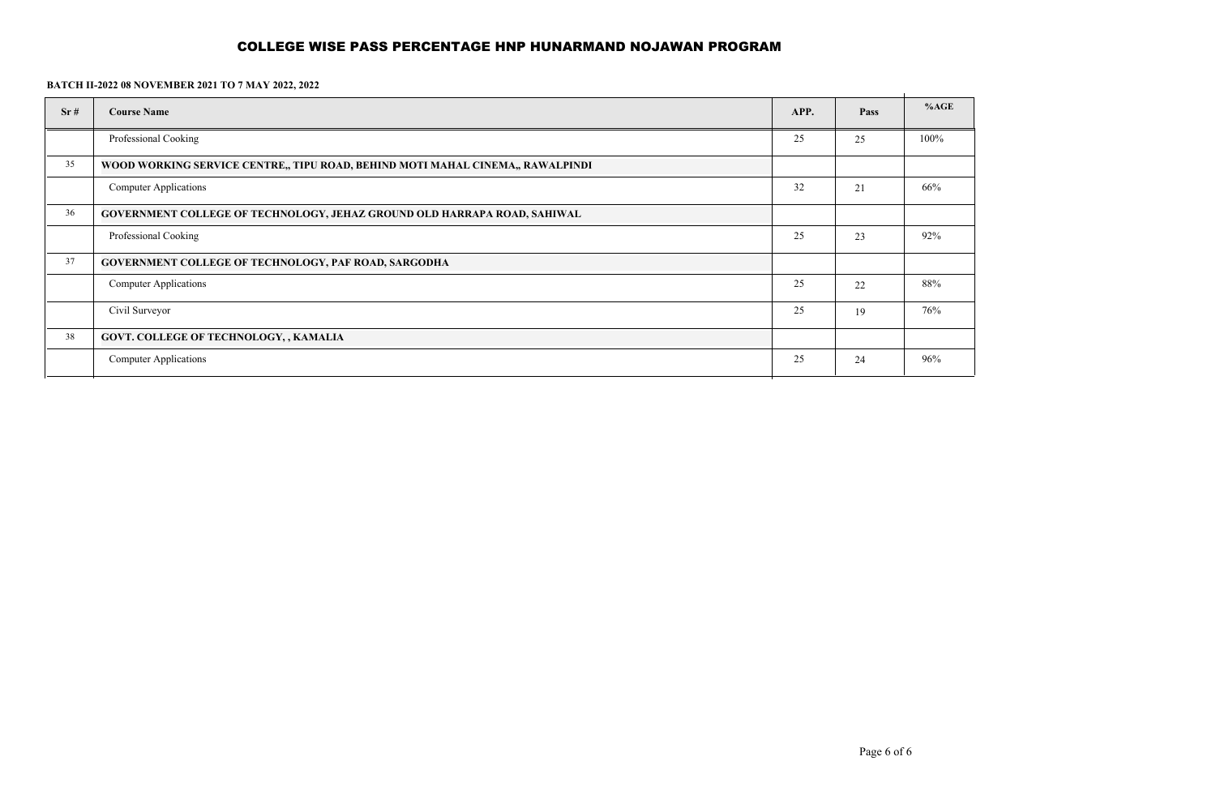# COLLEGE WISE PASS PERCENTAGE HNP HUNARMAND NOJAWAN PROGRAM

**BATCH II-2022 08 NOVEMBER 2021 TO 7 MAY 2022, 2022**

| Sr # | Course Name | APP. | Pass | %AGE |
|---|---|---|---|---|
| | Professional Cooking | 25 | 25 | 100% |
| 35 | **WOOD WORKING SERVICE CENTRE,, TIPU ROAD, BEHIND MOTI MAHAL CINEMA,, RAWALPINDI** | | | |
| | Computer Applications | 32 | 21 | 66% |
| 36 | **GOVERNMENT COLLEGE OF TECHNOLOGY, JEHAZ GROUND OLD HARRAPA ROAD, SAHIWAL** | | | |
| | Professional Cooking | 25 | 23 | 92% |
| 37 | **GOVERNMENT COLLEGE OF TECHNOLOGY, PAF ROAD, SARGODHA** | | | |
| | Computer Applications | 25 | 22 | 88% |
| | Civil Surveyor | 25 | 19 | 76% |
| 38 | **GOVT. COLLEGE OF TECHNOLOGY, , KAMALIA** | | | |
| | Computer Applications | 25 | 24 | 96% |